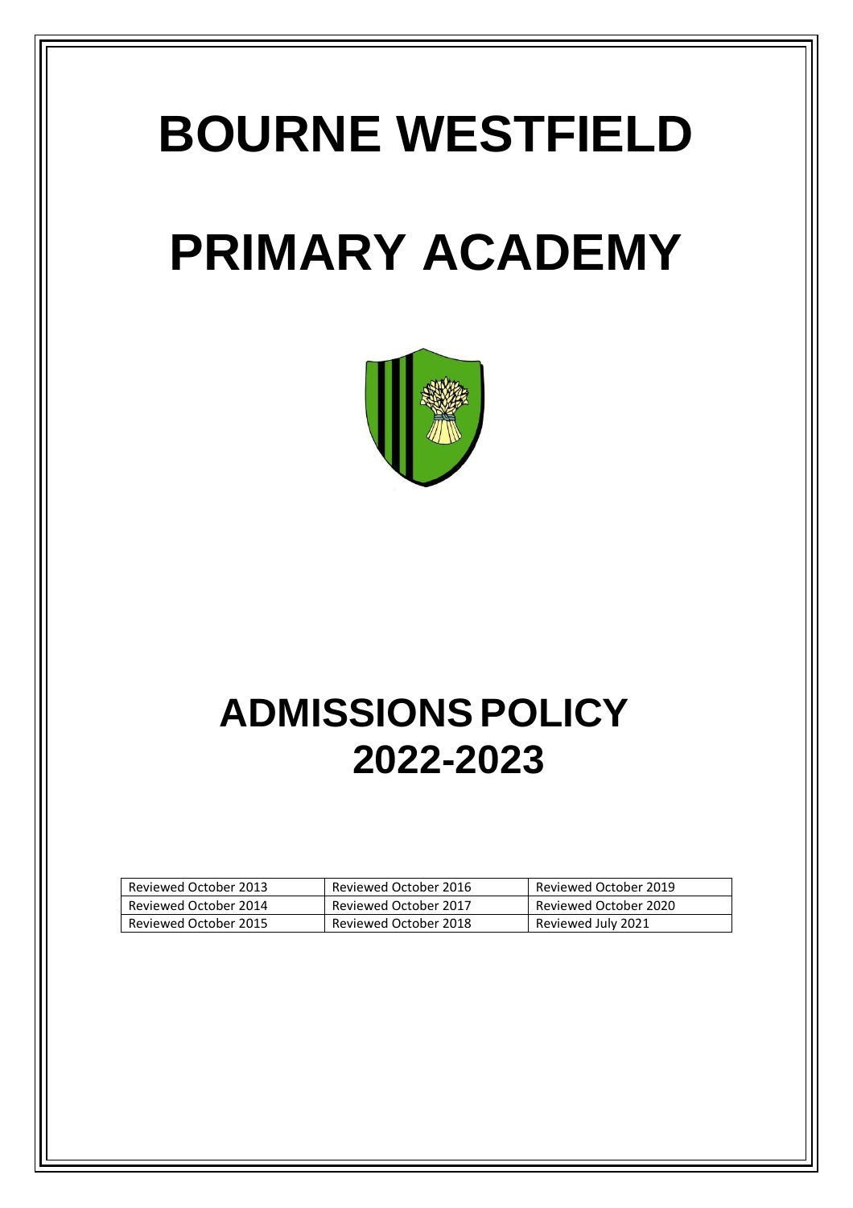# BOURNE WESTFIELD

# PRIMARY ACADEMY

# ADMISSIONS POLICY 2022-2023

| Reviewed October 2013 | Reviewed October 2016 | Reviewed October 2019 |
|---|---|---|
| Reviewed October 2014 | Reviewed October 2017 | Reviewed October 2020 |
| Reviewed October 2015 | Reviewed October 2018 | Reviewed July 2021 |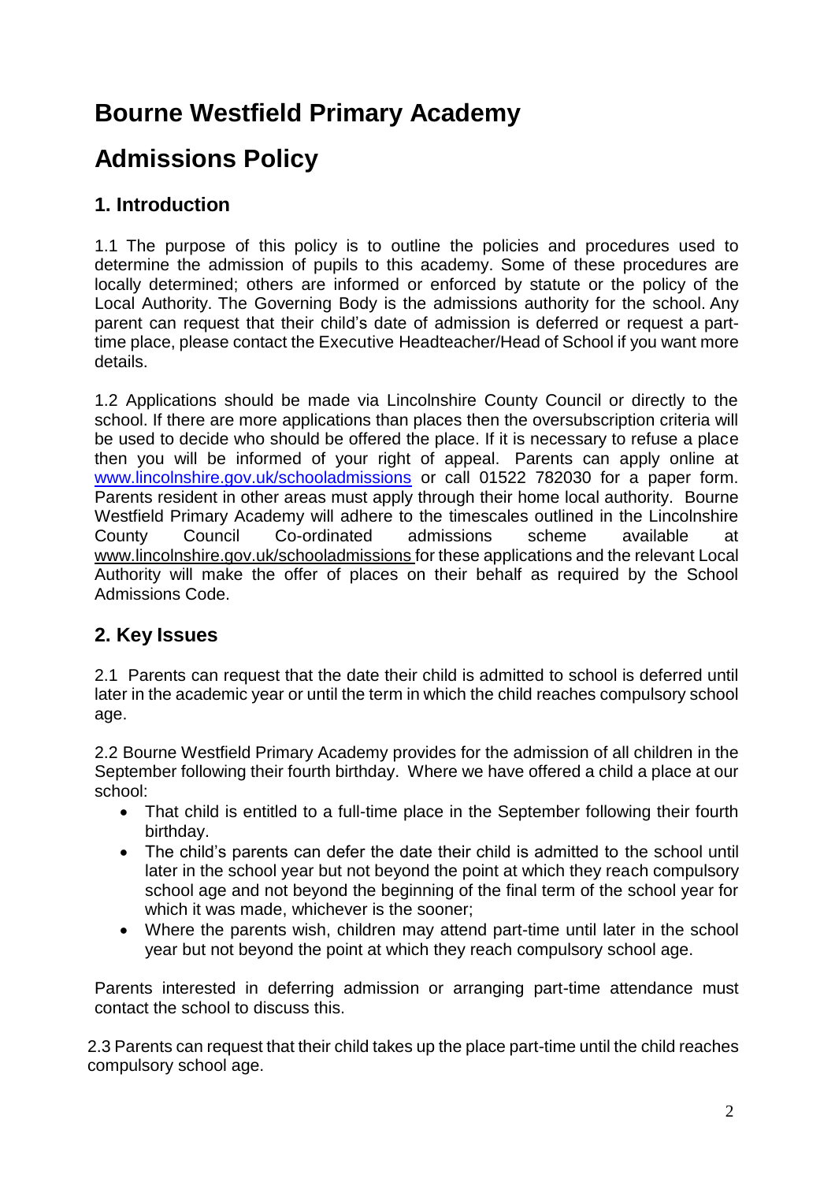# Bourne Westfield Primary Academy

# Admissions Policy

## 1. Introduction

1.1 The purpose of this policy is to outline the policies and procedures used to determine the admission of pupils to this academy. Some of these procedures are locally determined; others are informed or enforced by statute or the policy of the Local Authority. The Governing Body is the admissions authority for the school. Any parent can request that their child's date of admission is deferred or request a part-time place, please contact the Executive Headteacher/Head of School if you want more details.

1.2 Applications should be made via Lincolnshire County Council or directly to the school. If there are more applications than places then the oversubscription criteria will be used to decide who should be offered the place. If it is necessary to refuse a place then you will be informed of your right of appeal. Parents can apply online at [www.lincolnshire.gov.uk/schooladmissions](http://www.lincolnshire.gov.uk/schooladmissions) or call 01522 782030 for a paper form. Parents resident in other areas must apply through their home local authority. Bourne Westfield Primary Academy will adhere to the timescales outlined in the Lincolnshire County Council Co-ordinated admissions scheme available at www.lincolnshire.gov.uk/schooladmissions for these applications and the relevant Local Authority will make the offer of places on their behalf as required by the School Admissions Code.

## 2. Key Issues

2.1 Parents can request that the date their child is admitted to school is deferred until later in the academic year or until the term in which the child reaches compulsory school age.

2.2 Bourne Westfield Primary Academy provides for the admission of all children in the September following their fourth birthday. Where we have offered a child a place at our school:

- That child is entitled to a full-time place in the September following their fourth birthday.
- The child's parents can defer the date their child is admitted to the school until later in the school year but not beyond the point at which they reach compulsory school age and not beyond the beginning of the final term of the school year for which it was made, whichever is the sooner;
- Where the parents wish, children may attend part-time until later in the school year but not beyond the point at which they reach compulsory school age.

Parents interested in deferring admission or arranging part-time attendance must contact the school to discuss this.

2.3 Parents can request that their child takes up the place part-time until the child reaches compulsory school age.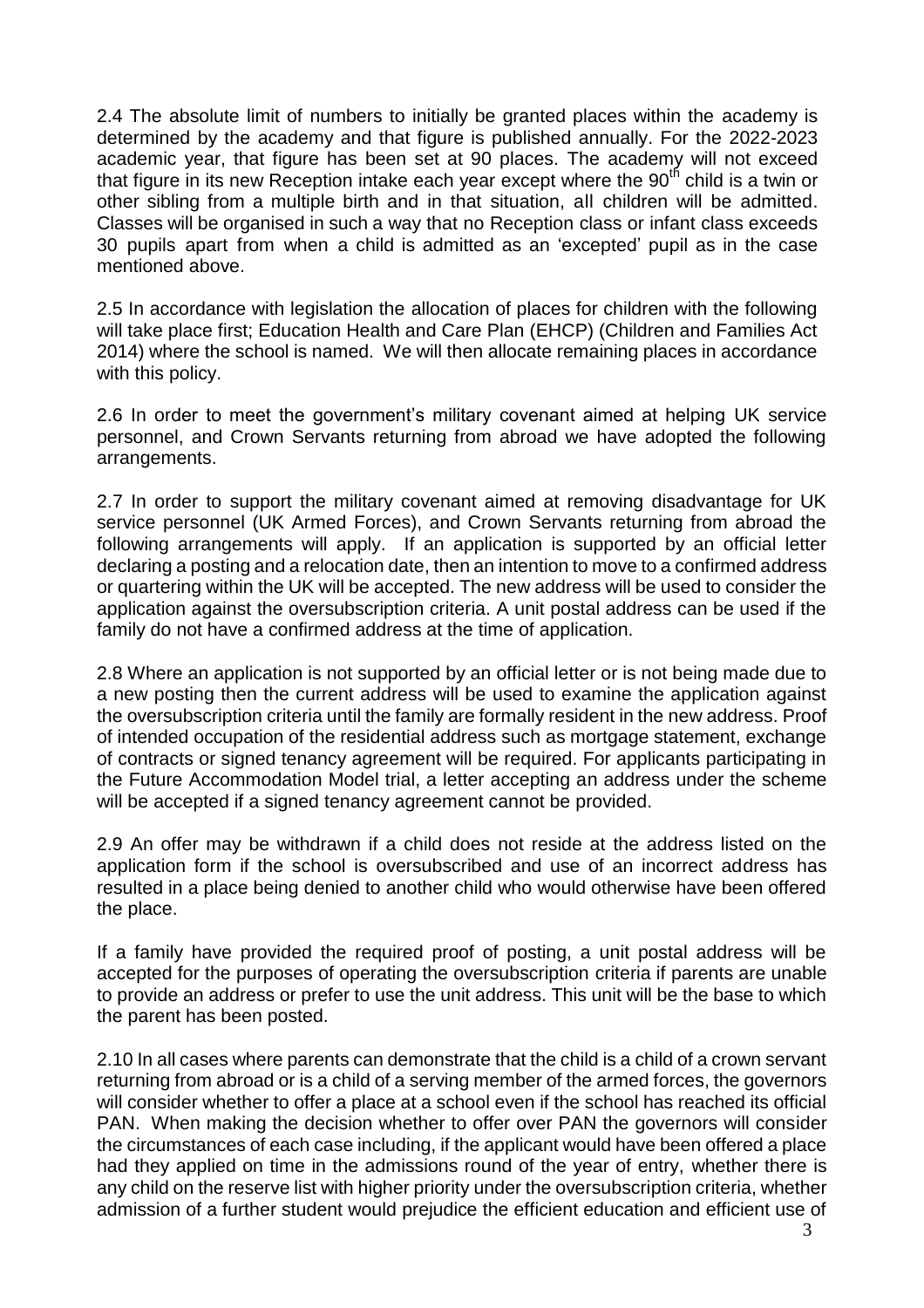2.4 The absolute limit of numbers to initially be granted places within the academy is determined by the academy and that figure is published annually. For the 2022-2023 academic year, that figure has been set at 90 places. The academy will not exceed that figure in its new Reception intake each year except where the 90th child is a twin or other sibling from a multiple birth and in that situation, all children will be admitted. Classes will be organised in such a way that no Reception class or infant class exceeds 30 pupils apart from when a child is admitted as an 'excepted' pupil as in the case mentioned above.

2.5 In accordance with legislation the allocation of places for children with the following will take place first; Education Health and Care Plan (EHCP) (Children and Families Act 2014) where the school is named. We will then allocate remaining places in accordance with this policy.

2.6 In order to meet the government's military covenant aimed at helping UK service personnel, and Crown Servants returning from abroad we have adopted the following arrangements.

2.7 In order to support the military covenant aimed at removing disadvantage for UK service personnel (UK Armed Forces), and Crown Servants returning from abroad the following arrangements will apply. If an application is supported by an official letter declaring a posting and a relocation date, then an intention to move to a confirmed address or quartering within the UK will be accepted. The new address will be used to consider the application against the oversubscription criteria. A unit postal address can be used if the family do not have a confirmed address at the time of application.

2.8 Where an application is not supported by an official letter or is not being made due to a new posting then the current address will be used to examine the application against the oversubscription criteria until the family are formally resident in the new address. Proof of intended occupation of the residential address such as mortgage statement, exchange of contracts or signed tenancy agreement will be required. For applicants participating in the Future Accommodation Model trial, a letter accepting an address under the scheme will be accepted if a signed tenancy agreement cannot be provided.

2.9 An offer may be withdrawn if a child does not reside at the address listed on the application form if the school is oversubscribed and use of an incorrect address has resulted in a place being denied to another child who would otherwise have been offered the place.

If a family have provided the required proof of posting, a unit postal address will be accepted for the purposes of operating the oversubscription criteria if parents are unable to provide an address or prefer to use the unit address. This unit will be the base to which the parent has been posted.

2.10 In all cases where parents can demonstrate that the child is a child of a crown servant returning from abroad or is a child of a serving member of the armed forces, the governors will consider whether to offer a place at a school even if the school has reached its official PAN. When making the decision whether to offer over PAN the governors will consider the circumstances of each case including, if the applicant would have been offered a place had they applied on time in the admissions round of the year of entry, whether there is any child on the reserve list with higher priority under the oversubscription criteria, whether admission of a further student would prejudice the efficient education and efficient use of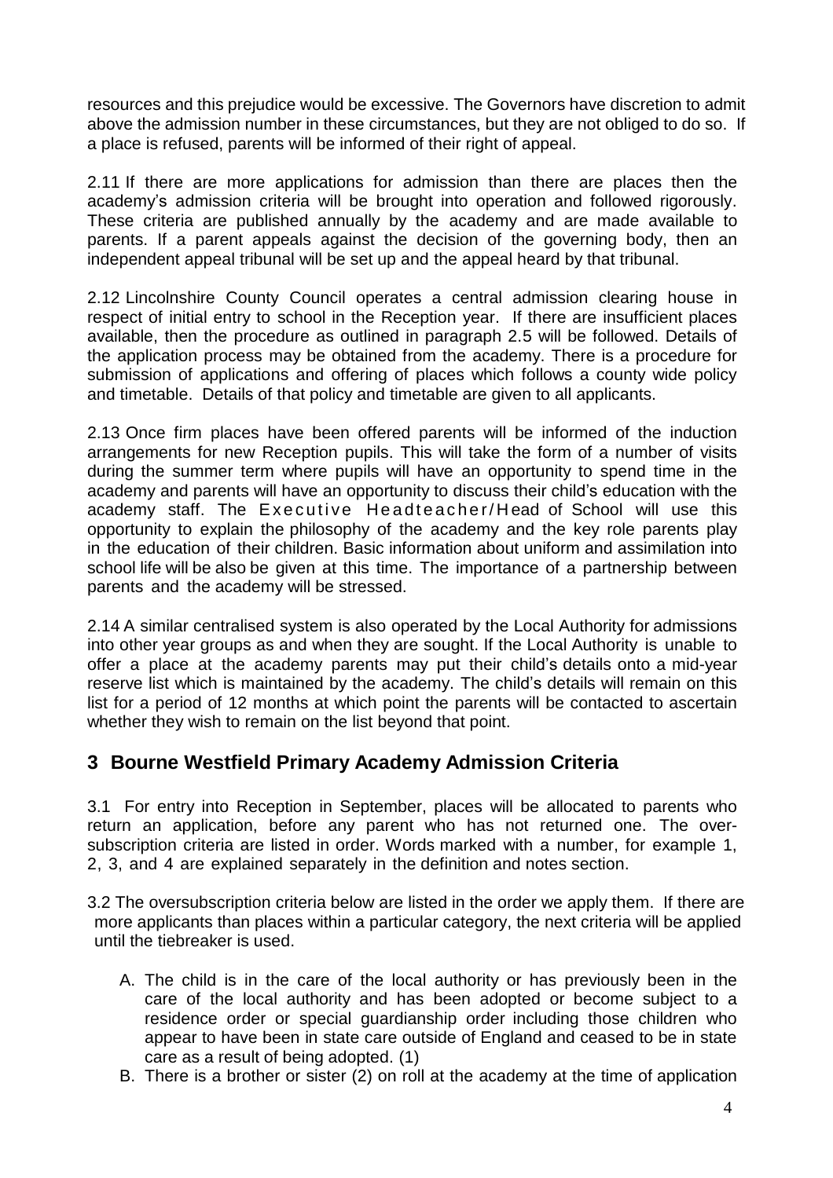resources and this prejudice would be excessive. The Governors have discretion to admit above the admission number in these circumstances, but they are not obliged to do so. If a place is refused, parents will be informed of their right of appeal.

2.11 If there are more applications for admission than there are places then the academy's admission criteria will be brought into operation and followed rigorously. These criteria are published annually by the academy and are made available to parents. If a parent appeals against the decision of the governing body, then an independent appeal tribunal will be set up and the appeal heard by that tribunal.

2.12 Lincolnshire County Council operates a central admission clearing house in respect of initial entry to school in the Reception year. If there are insufficient places available, then the procedure as outlined in paragraph 2.5 will be followed. Details of the application process may be obtained from the academy. There is a procedure for submission of applications and offering of places which follows a county wide policy and timetable. Details of that policy and timetable are given to all applicants.

2.13 Once firm places have been offered parents will be informed of the induction arrangements for new Reception pupils. This will take the form of a number of visits during the summer term where pupils will have an opportunity to spend time in the academy and parents will have an opportunity to discuss their child's education with the academy staff. The Executive Headteacher/Head of School will use this opportunity to explain the philosophy of the academy and the key role parents play in the education of their children. Basic information about uniform and assimilation into school life will be also be given at this time. The importance of a partnership between parents and the academy will be stressed.

2.14 A similar centralised system is also operated by the Local Authority for admissions into other year groups as and when they are sought. If the Local Authority is unable to offer a place at the academy parents may put their child's details onto a mid-year reserve list which is maintained by the academy. The child's details will remain on this list for a period of 12 months at which point the parents will be contacted to ascertain whether they wish to remain on the list beyond that point.

## 3 Bourne Westfield Primary Academy Admission Criteria

3.1 For entry into Reception in September, places will be allocated to parents who return an application, before any parent who has not returned one. The oversubscription criteria are listed in order. Words marked with a number, for example 1, 2, 3, and 4 are explained separately in the definition and notes section.

3.2 The oversubscription criteria below are listed in the order we apply them. If there are more applicants than places within a particular category, the next criteria will be applied until the tiebreaker is used.

A. The child is in the care of the local authority or has previously been in the care of the local authority and has been adopted or become subject to a residence order or special guardianship order including those children who appear to have been in state care outside of England and ceased to be in state care as a result of being adopted. (1)
B. There is a brother or sister (2) on roll at the academy at the time of application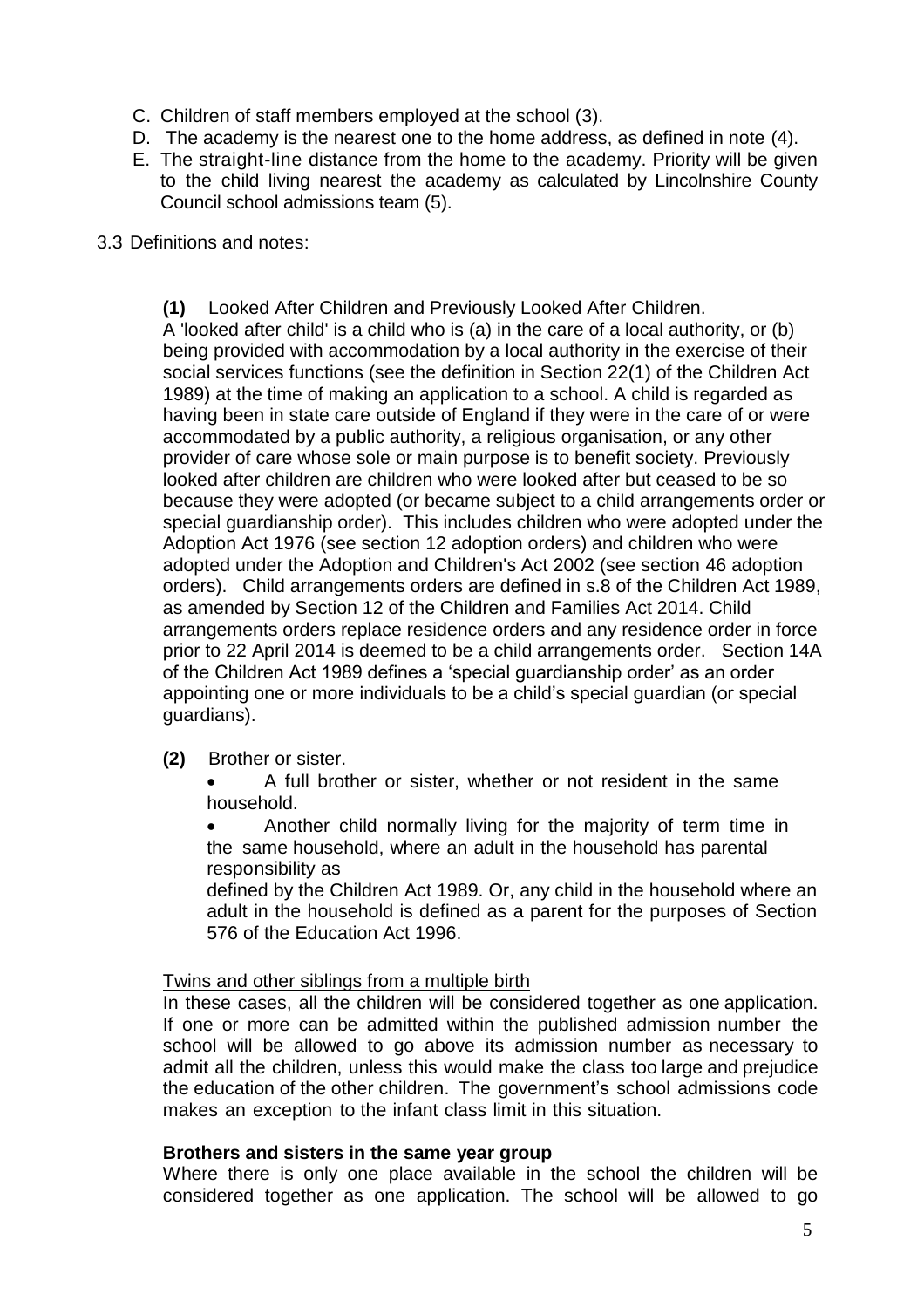C. Children of staff members employed at the school (3).
D. The academy is the nearest one to the home address, as defined in note (4).
E. The straight-line distance from the home to the academy. Priority will be given to the child living nearest the academy as calculated by Lincolnshire County Council school admissions team (5).

3.3 Definitions and notes:

**(1)** Looked After Children and Previously Looked After Children.
A 'looked after child' is a child who is (a) in the care of a local authority, or (b) being provided with accommodation by a local authority in the exercise of their social services functions (see the definition in Section 22(1) of the Children Act 1989) at the time of making an application to a school. A child is regarded as having been in state care outside of England if they were in the care of or were accommodated by a public authority, a religious organisation, or any other provider of care whose sole or main purpose is to benefit society. Previously looked after children are children who were looked after but ceased to be so because they were adopted (or became subject to a child arrangements order or special guardianship order). This includes children who were adopted under the Adoption Act 1976 (see section 12 adoption orders) and children who were adopted under the Adoption and Children's Act 2002 (see section 46 adoption orders). Child arrangements orders are defined in s.8 of the Children Act 1989, as amended by Section 12 of the Children and Families Act 2014. Child arrangements orders replace residence orders and any residence order in force prior to 22 April 2014 is deemed to be a child arrangements order. Section 14A of the Children Act 1989 defines a 'special guardianship order' as an order appointing one or more individuals to be a child's special guardian (or special guardians).

**(2)** Brother or sister.

- A full brother or sister, whether or not resident in the same household.
- Another child normally living for the majority of term time in the same household, where an adult in the household has parental responsibility as defined by the Children Act 1989. Or, any child in the household where an adult in the household is defined as a parent for the purposes of Section 576 of the Education Act 1996.

Twins and other siblings from a multiple birth

In these cases, all the children will be considered together as one application. If one or more can be admitted within the published admission number the school will be allowed to go above its admission number as necessary to admit all the children, unless this would make the class too large and prejudice the education of the other children. The government's school admissions code makes an exception to the infant class limit in this situation.

**Brothers and sisters in the same year group**

Where there is only one place available in the school the children will be considered together as one application. The school will be allowed to go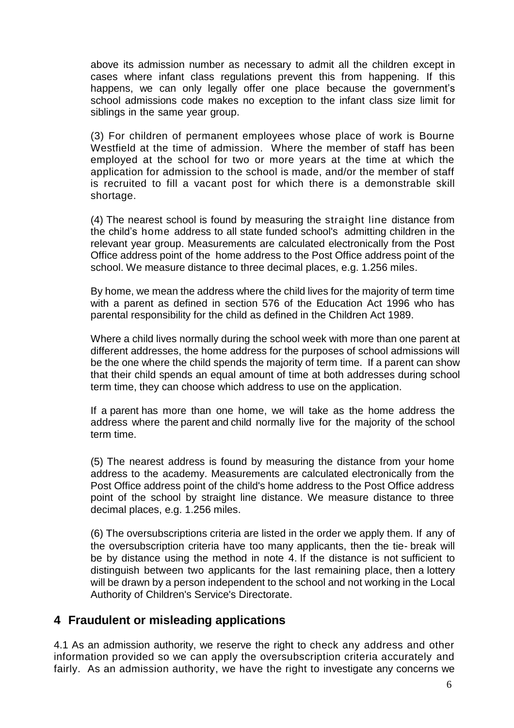above its admission number as necessary to admit all the children except in cases where infant class regulations prevent this from happening. If this happens, we can only legally offer one place because the government's school admissions code makes no exception to the infant class size limit for siblings in the same year group.

(3) For children of permanent employees whose place of work is Bourne Westfield at the time of admission. Where the member of staff has been employed at the school for two or more years at the time at which the application for admission to the school is made, and/or the member of staff is recruited to fill a vacant post for which there is a demonstrable skill shortage.

(4) The nearest school is found by measuring the straight line distance from the child's home address to all state funded school's admitting children in the relevant year group. Measurements are calculated electronically from the Post Office address point of the home address to the Post Office address point of the school. We measure distance to three decimal places, e.g. 1.256 miles.

By home, we mean the address where the child lives for the majority of term time with a parent as defined in section 576 of the Education Act 1996 who has parental responsibility for the child as defined in the Children Act 1989.

Where a child lives normally during the school week with more than one parent at different addresses, the home address for the purposes of school admissions will be the one where the child spends the majority of term time. If a parent can show that their child spends an equal amount of time at both addresses during school term time, they can choose which address to use on the application.

If a parent has more than one home, we will take as the home address the address where the parent and child normally live for the majority of the school term time.

(5) The nearest address is found by measuring the distance from your home address to the academy. Measurements are calculated electronically from the Post Office address point of the child's home address to the Post Office address point of the school by straight line distance. We measure distance to three decimal places, e.g. 1.256 miles.

(6) The oversubscriptions criteria are listed in the order we apply them. If any of the oversubscription criteria have too many applicants, then the tie- break will be by distance using the method in note 4. If the distance is not sufficient to distinguish between two applicants for the last remaining place, then a lottery will be drawn by a person independent to the school and not working in the Local Authority of Children's Service's Directorate.

## 4 Fraudulent or misleading applications

4.1 As an admission authority, we reserve the right to check any address and other information provided so we can apply the oversubscription criteria accurately and fairly. As an admission authority, we have the right to investigate any concerns we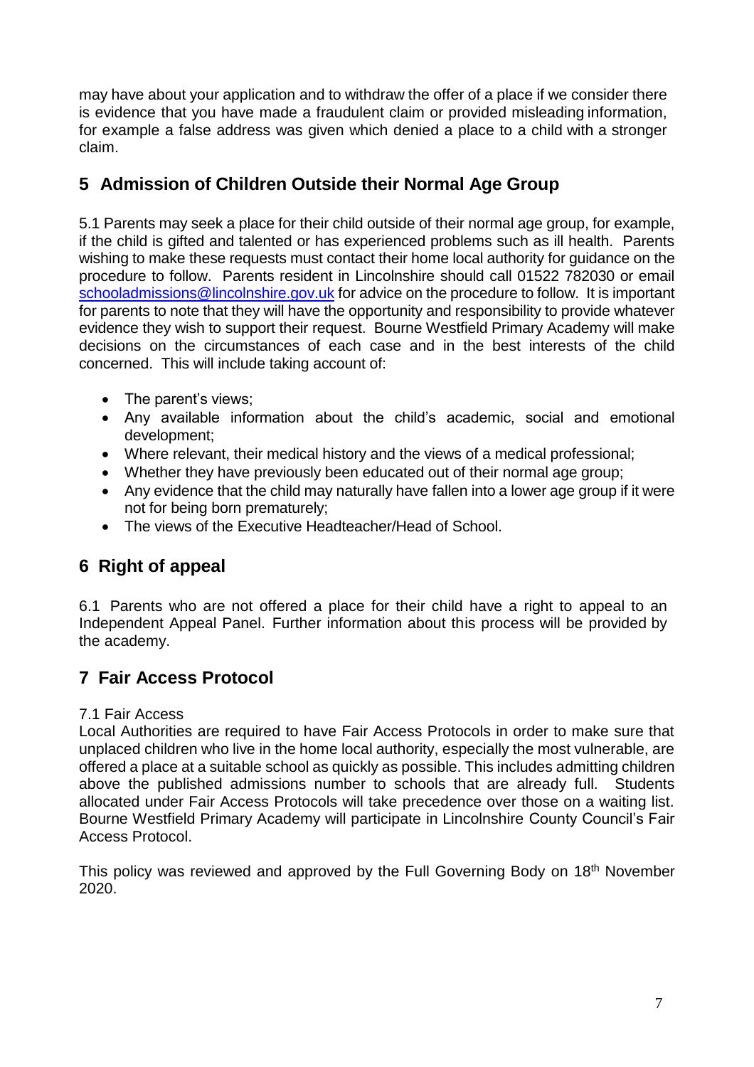may have about your application and to withdraw the offer of a place if we consider there is evidence that you have made a fraudulent claim or provided misleading information, for example a false address was given which denied a place to a child with a stronger claim.

## 5 Admission of Children Outside their Normal Age Group

5.1 Parents may seek a place for their child outside of their normal age group, for example, if the child is gifted and talented or has experienced problems such as ill health. Parents wishing to make these requests must contact their home local authority for guidance on the procedure to follow. Parents resident in Lincolnshire should call 01522 782030 or email schooladmissions@lincolnshire.gov.uk for advice on the procedure to follow. It is important for parents to note that they will have the opportunity and responsibility to provide whatever evidence they wish to support their request. Bourne Westfield Primary Academy will make decisions on the circumstances of each case and in the best interests of the child concerned. This will include taking account of:

- The parent's views;
- Any available information about the child's academic, social and emotional development;
- Where relevant, their medical history and the views of a medical professional;
- Whether they have previously been educated out of their normal age group;
- Any evidence that the child may naturally have fallen into a lower age group if it were not for being born prematurely;
- The views of the Executive Headteacher/Head of School.

## 6 Right of appeal

6.1 Parents who are not offered a place for their child have a right to appeal to an Independent Appeal Panel. Further information about this process will be provided by the academy.

## 7 Fair Access Protocol

7.1 Fair Access

Local Authorities are required to have Fair Access Protocols in order to make sure that unplaced children who live in the home local authority, especially the most vulnerable, are offered a place at a suitable school as quickly as possible. This includes admitting children above the published admissions number to schools that are already full. Students allocated under Fair Access Protocols will take precedence over those on a waiting list. Bourne Westfield Primary Academy will participate in Lincolnshire County Council's Fair Access Protocol.

This policy was reviewed and approved by the Full Governing Body on 18th November 2020.